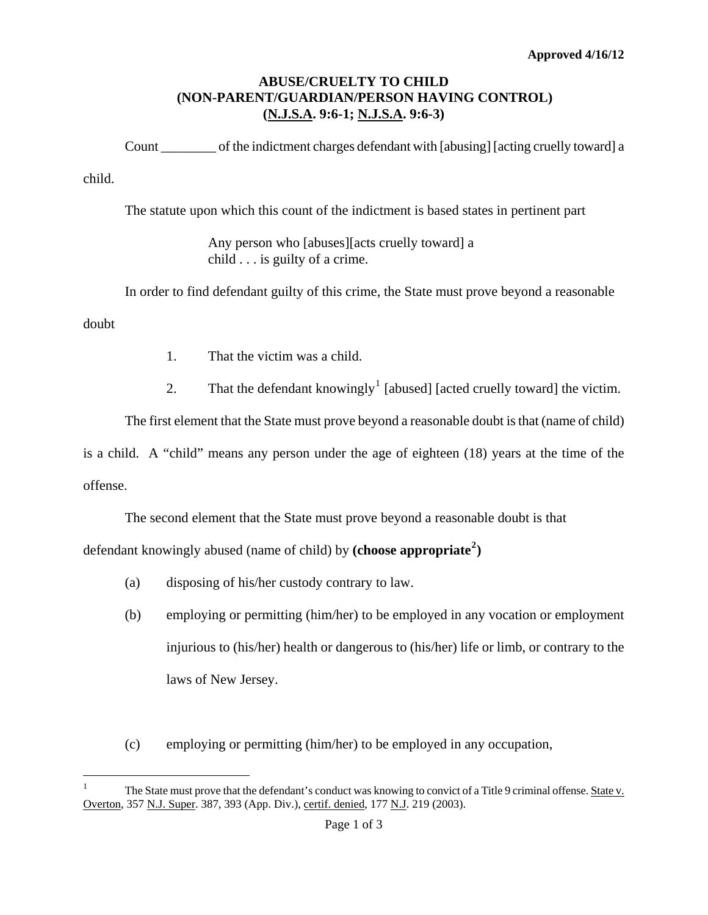**Approved 4/16/12**

# ABUSE/CRUELTY TO CHILD (NON-PARENT/GUARDIAN/PERSON HAVING CONTROL) (N.J.S.A. 9:6-1; N.J.S.A. 9:6-3)

Count ________ of the indictment charges defendant with [abusing] [acting cruelly toward] a child.

The statute upon which this count of the indictment is based states in pertinent part

> Any person who [abuses][acts cruelly toward] a child . . . is guilty of a crime.

In order to find defendant guilty of this crime, the State must prove beyond a reasonable doubt

1. That the victim was a child.
2. That the defendant knowingly[1] [abused] [acted cruelly toward] the victim.

The first element that the State must prove beyond a reasonable doubt is that (name of child) is a child. A "child" means any person under the age of eighteen (18) years at the time of the offense.

The second element that the State must prove beyond a reasonable doubt is that defendant knowingly abused (name of child) by **(choose appropriate[2])**

(a) disposing of his/her custody contrary to law.

(b) employing or permitting (him/her) to be employed in any vocation or employment injurious to (his/her) health or dangerous to (his/her) life or limb, or contrary to the laws of New Jersey.

(c) employing or permitting (him/her) to be employed in any occupation,

---

[1] The State must prove that the defendant's conduct was knowing to convict of a Title 9 criminal offense. State v. Overton, 357 N.J. Super. 387, 393 (App. Div.), certif. denied, 177 N.J. 219 (2003).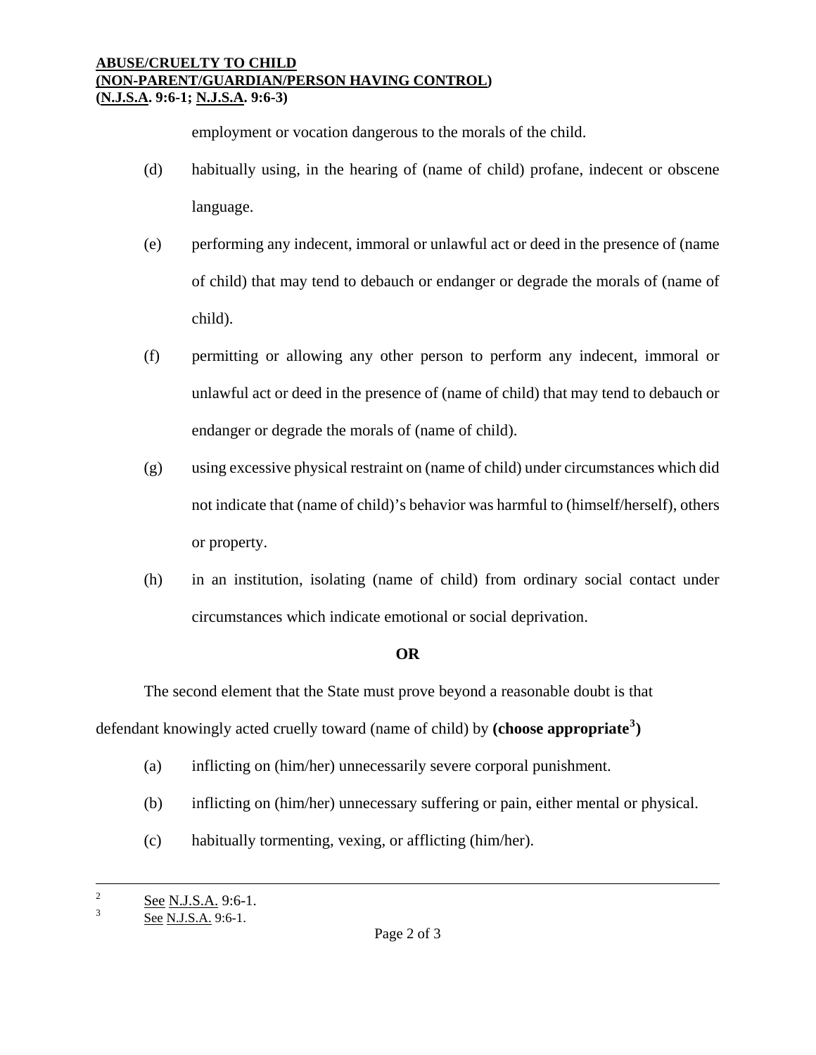employment or vocation dangerous to the morals of the child.

(d) habitually using, in the hearing of (name of child) profane, indecent or obscene language.

(e) performing any indecent, immoral or unlawful act or deed in the presence of (name of child) that may tend to debauch or endanger or degrade the morals of (name of child).

(f) permitting or allowing any other person to perform any indecent, immoral or unlawful act or deed in the presence of (name of child) that may tend to debauch or endanger or degrade the morals of (name of child).

(g) using excessive physical restraint on (name of child) under circumstances which did not indicate that (name of child)'s behavior was harmful to (himself/herself), others or property.

(h) in an institution, isolating (name of child) from ordinary social contact under circumstances which indicate emotional or social deprivation.

**OR**

The second element that the State must prove beyond a reasonable doubt is that defendant knowingly acted cruelly toward (name of child) by **(choose appropriate[3])**

(a) inflicting on (him/her) unnecessarily severe corporal punishment.

(b) inflicting on (him/her) unnecessary suffering or pain, either mental or physical.

(c) habitually tormenting, vexing, or afflicting (him/her).

---

[2] See N.J.S.A. 9:6-1.

[3] See N.J.S.A. 9:6-1.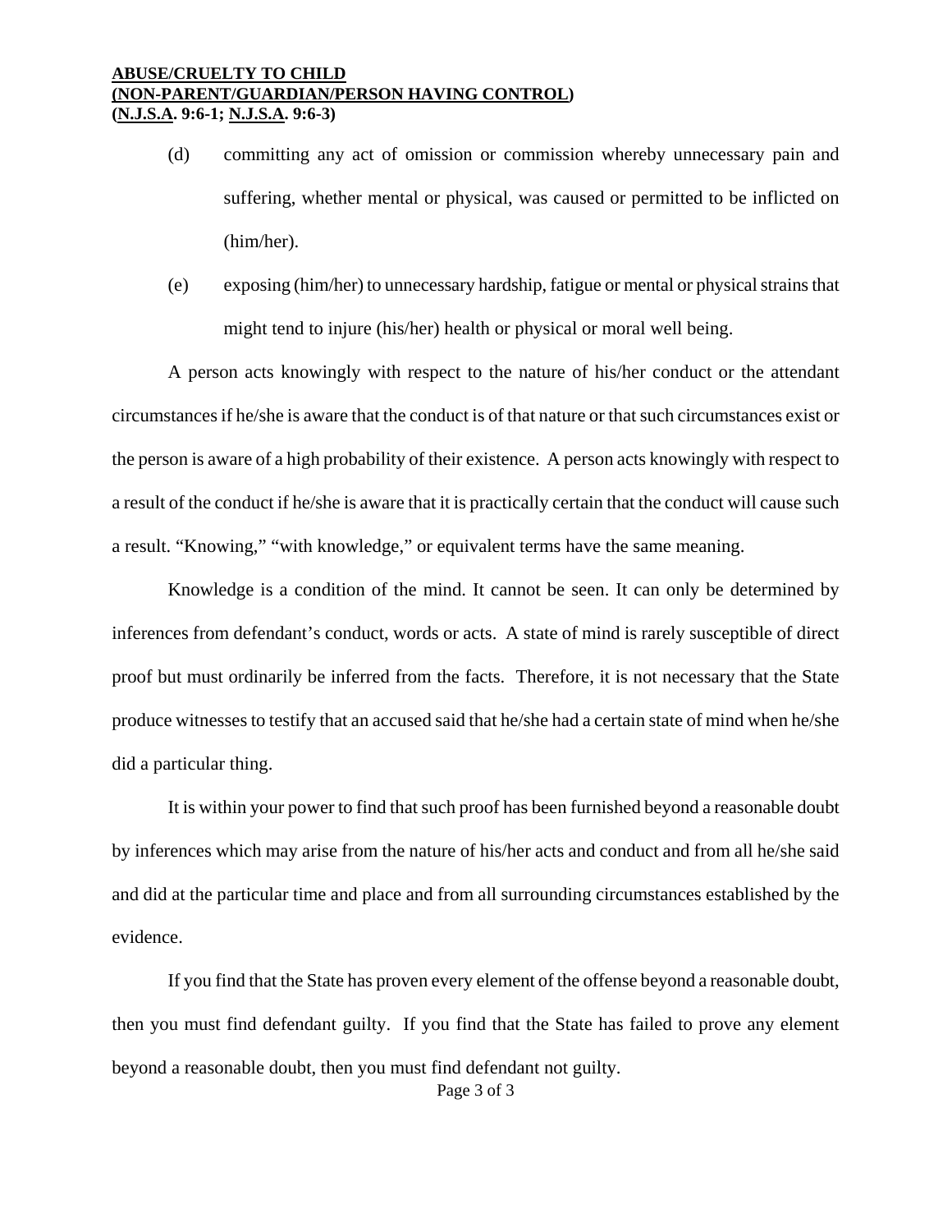(d) committing any act of omission or commission whereby unnecessary pain and suffering, whether mental or physical, was caused or permitted to be inflicted on (him/her).

(e) exposing (him/her) to unnecessary hardship, fatigue or mental or physical strains that might tend to injure (his/her) health or physical or moral well being.

A person acts knowingly with respect to the nature of his/her conduct or the attendant circumstances if he/she is aware that the conduct is of that nature or that such circumstances exist or the person is aware of a high probability of their existence. A person acts knowingly with respect to a result of the conduct if he/she is aware that it is practically certain that the conduct will cause such a result. "Knowing," "with knowledge," or equivalent terms have the same meaning.

Knowledge is a condition of the mind. It cannot be seen. It can only be determined by inferences from defendant's conduct, words or acts. A state of mind is rarely susceptible of direct proof but must ordinarily be inferred from the facts. Therefore, it is not necessary that the State produce witnesses to testify that an accused said that he/she had a certain state of mind when he/she did a particular thing.

It is within your power to find that such proof has been furnished beyond a reasonable doubt by inferences which may arise from the nature of his/her acts and conduct and from all he/she said and did at the particular time and place and from all surrounding circumstances established by the evidence.

If you find that the State has proven every element of the offense beyond a reasonable doubt, then you must find defendant guilty. If you find that the State has failed to prove any element beyond a reasonable doubt, then you must find defendant not guilty.